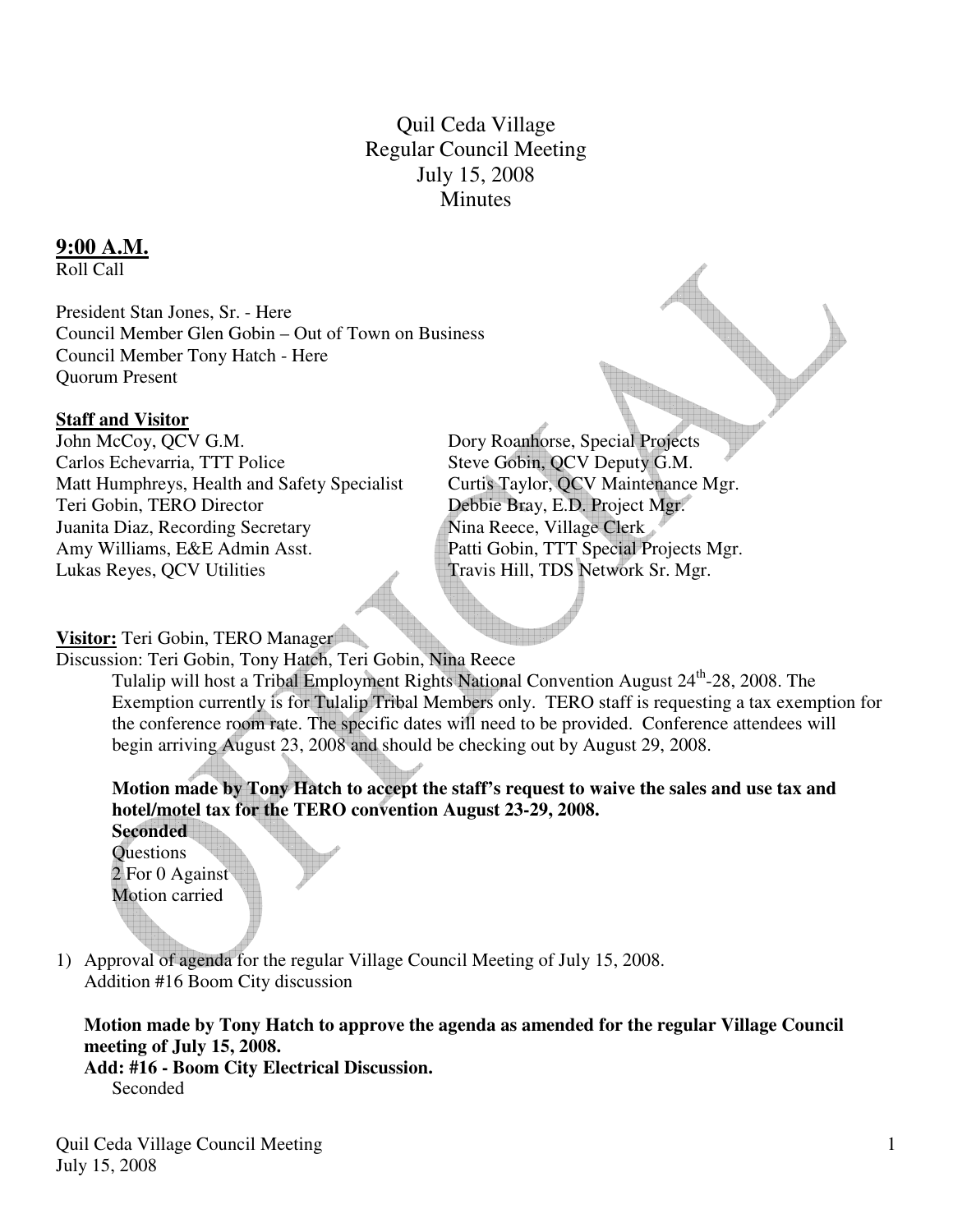# Quil Ceda Village
## Regular Council Meeting
## July 15, 2008
## Minutes

**9:00 A.M.**

Roll Call

President Stan Jones, Sr. - Here
Council Member Glen Gobin – Out of Town on Business
Council Member Tony Hatch - Here
Quorum Present

**Staff and Visitor**

John McCoy, QCV G.M.
Carlos Echevarria, TTT Police
Matt Humphreys, Health and Safety Specialist
Teri Gobin, TERO Director
Juanita Diaz, Recording Secretary
Amy Williams, E&E Admin Asst.
Lukas Reyes, QCV Utilities
Dory Roanhorse, Special Projects
Steve Gobin, QCV Deputy G.M.
Curtis Taylor, QCV Maintenance Mgr.
Debbie Bray, E.D. Project Mgr.
Nina Reece, Village Clerk
Patti Gobin, TTT Special Projects Mgr.
Travis Hill, TDS Network Sr. Mgr.

**Visitor:** Teri Gobin, TERO Manager

Discussion: Teri Gobin, Tony Hatch, Teri Gobin, Nina Reece

> Tulalip will host a Tribal Employment Rights National Convention August 24th-28, 2008. The Exemption currently is for Tulalip Tribal Members only. TERO staff is requesting a tax exemption for the conference room rate. The specific dates will need to be provided. Conference attendees will begin arriving August 23, 2008 and should be checking out by August 29, 2008.
>
> **Motion made by Tony Hatch to accept the staff's request to waive the sales and use tax and hotel/motel tax for the TERO convention August 23-29, 2008.**
> **Seconded**
> Questions
> 2 For 0 Against
> Motion carried

1) Approval of agenda for the regular Village Council Meeting of July 15, 2008.
   Addition #16 Boom City discussion

   **Motion made by Tony Hatch to approve the agenda as amended for the regular Village Council meeting of July 15, 2008.**
   **Add: #16 - Boom City Electrical Discussion.**
   Seconded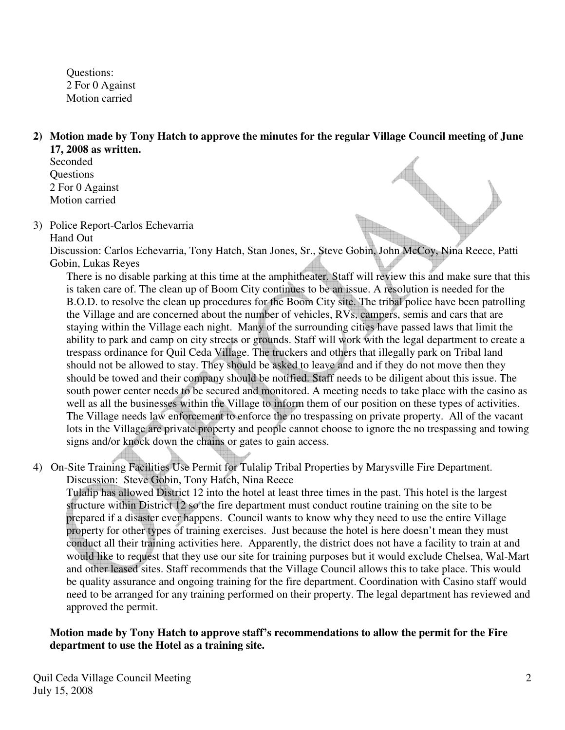Questions:
2 For 0 Against
Motion carried

**2) Motion made by Tony Hatch to approve the minutes for the regular Village Council meeting of June 17, 2008 as written.**

Seconded
Questions
2 For 0 Against
Motion carried

3) Police Report-Carlos Echevarria
Hand Out
Discussion: Carlos Echevarria, Tony Hatch, Stan Jones, Sr., Steve Gobin, John McCoy, Nina Reece, Patti Gobin, Lukas Reyes

There is no disable parking at this time at the amphitheater. Staff will review this and make sure that this is taken care of. The clean up of Boom City continues to be an issue. A resolution is needed for the B.O.D. to resolve the clean up procedures for the Boom City site. The tribal police have been patrolling the Village and are concerned about the number of vehicles, RVs, campers, semis and cars that are staying within the Village each night. Many of the surrounding cities have passed laws that limit the ability to park and camp on city streets or grounds. Staff will work with the legal department to create a trespass ordinance for Quil Ceda Village. The truckers and others that illegally park on Tribal land should not be allowed to stay. They should be asked to leave and and if they do not move then they should be towed and their company should be notified. Staff needs to be diligent about this issue. The south power center needs to be secured and monitored. A meeting needs to take place with the casino as well as all the businesses within the Village to inform them of our position on these types of activities. The Village needs law enforcement to enforce the no trespassing on private property. All of the vacant lots in the Village are private property and people cannot choose to ignore the no trespassing and towing signs and/or knock down the chains or gates to gain access.

4) On-Site Training Facilities Use Permit for Tulalip Tribal Properties by Marysville Fire Department.
Discussion: Steve Gobin, Tony Hatch, Nina Reece

Tulalip has allowed District 12 into the hotel at least three times in the past. This hotel is the largest structure within District 12 so the fire department must conduct routine training on the site to be prepared if a disaster ever happens. Council wants to know why they need to use the entire Village property for other types of training exercises. Just because the hotel is here doesn't mean they must conduct all their training activities here. Apparently, the district does not have a facility to train at and would like to request that they use our site for training purposes but it would exclude Chelsea, Wal-Mart and other leased sites. Staff recommends that the Village Council allows this to take place. This would be quality assurance and ongoing training for the fire department. Coordination with Casino staff would need to be arranged for any training performed on their property. The legal department has reviewed and approved the permit.

**Motion made by Tony Hatch to approve staff's recommendations to allow the permit for the Fire department to use the Hotel as a training site.**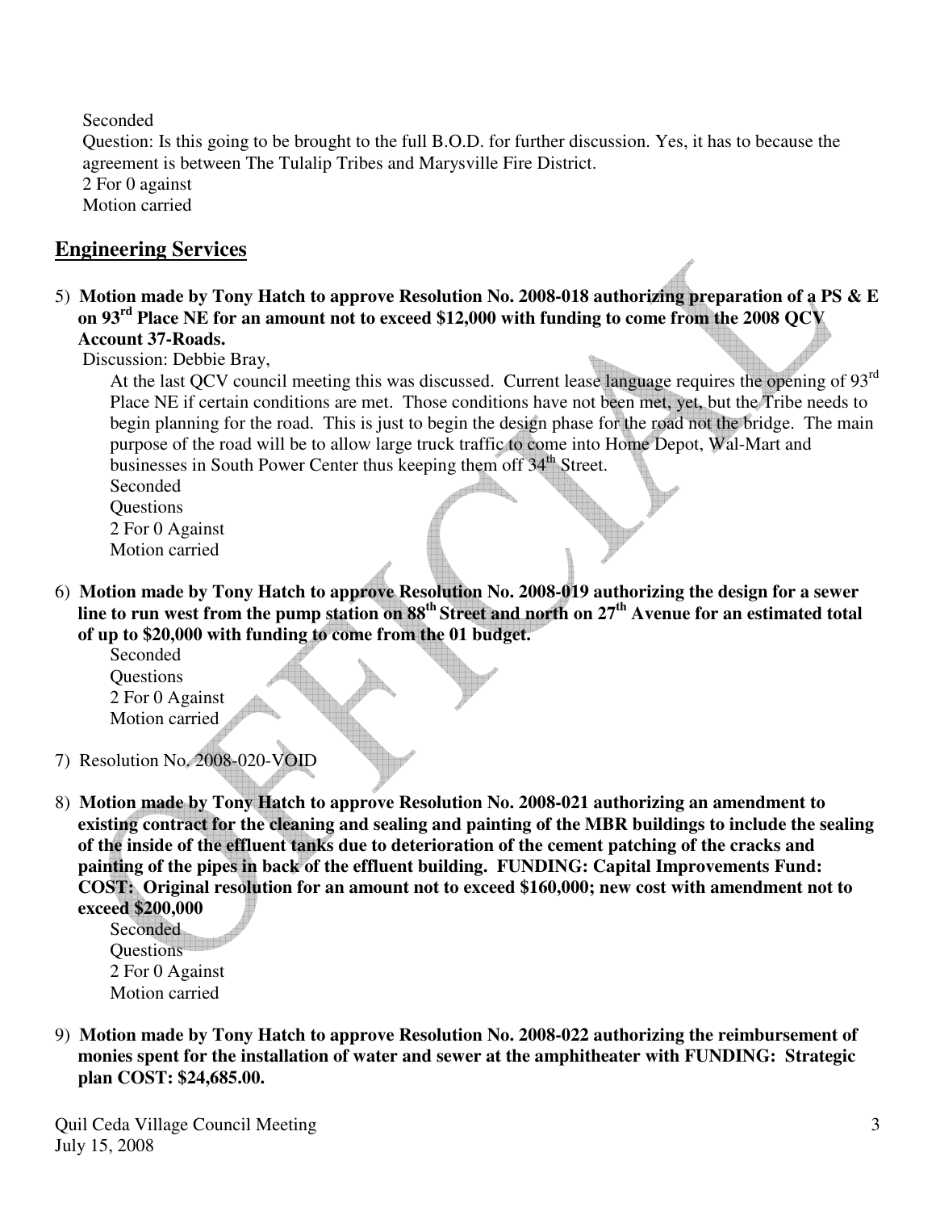Seconded
Question: Is this going to be brought to the full B.O.D. for further discussion. Yes, it has to because the agreement is between The Tulalip Tribes and Marysville Fire District.
2 For 0 against
Motion carried

## Engineering Services

5) **Motion made by Tony Hatch to approve Resolution No. 2008-018 authorizing preparation of a PS & E on 93rd Place NE for an amount not to exceed $12,000 with funding to come from the 2008 QCV Account 37-Roads.**

Discussion: Debbie Bray,

At the last QCV council meeting this was discussed. Current lease language requires the opening of 93rd Place NE if certain conditions are met. Those conditions have not been met, yet, but the Tribe needs to begin planning for the road. This is just to begin the design phase for the road not the bridge. The main purpose of the road will be to allow large truck traffic to come into Home Depot, Wal-Mart and businesses in South Power Center thus keeping them off 34th Street.
Seconded
Questions
2 For 0 Against
Motion carried

6) **Motion made by Tony Hatch to approve Resolution No. 2008-019 authorizing the design for a sewer line to run west from the pump station on 88th Street and north on 27th Avenue for an estimated total of up to $20,000 with funding to come from the 01 budget.**
Seconded
Questions
2 For 0 Against
Motion carried

7) Resolution No. 2008-020-VOID

8) **Motion made by Tony Hatch to approve Resolution No. 2008-021 authorizing an amendment to existing contract for the cleaning and sealing and painting of the MBR buildings to include the sealing of the inside of the effluent tanks due to deterioration of the cement patching of the cracks and painting of the pipes in back of the effluent building. FUNDING: Capital Improvements Fund: COST: Original resolution for an amount not to exceed $160,000; new cost with amendment not to exceed $200,000**
Seconded
Questions
2 For 0 Against
Motion carried

9) **Motion made by Tony Hatch to approve Resolution No. 2008-022 authorizing the reimbursement of monies spent for the installation of water and sewer at the amphitheater with FUNDING: Strategic plan COST: $24,685.00.**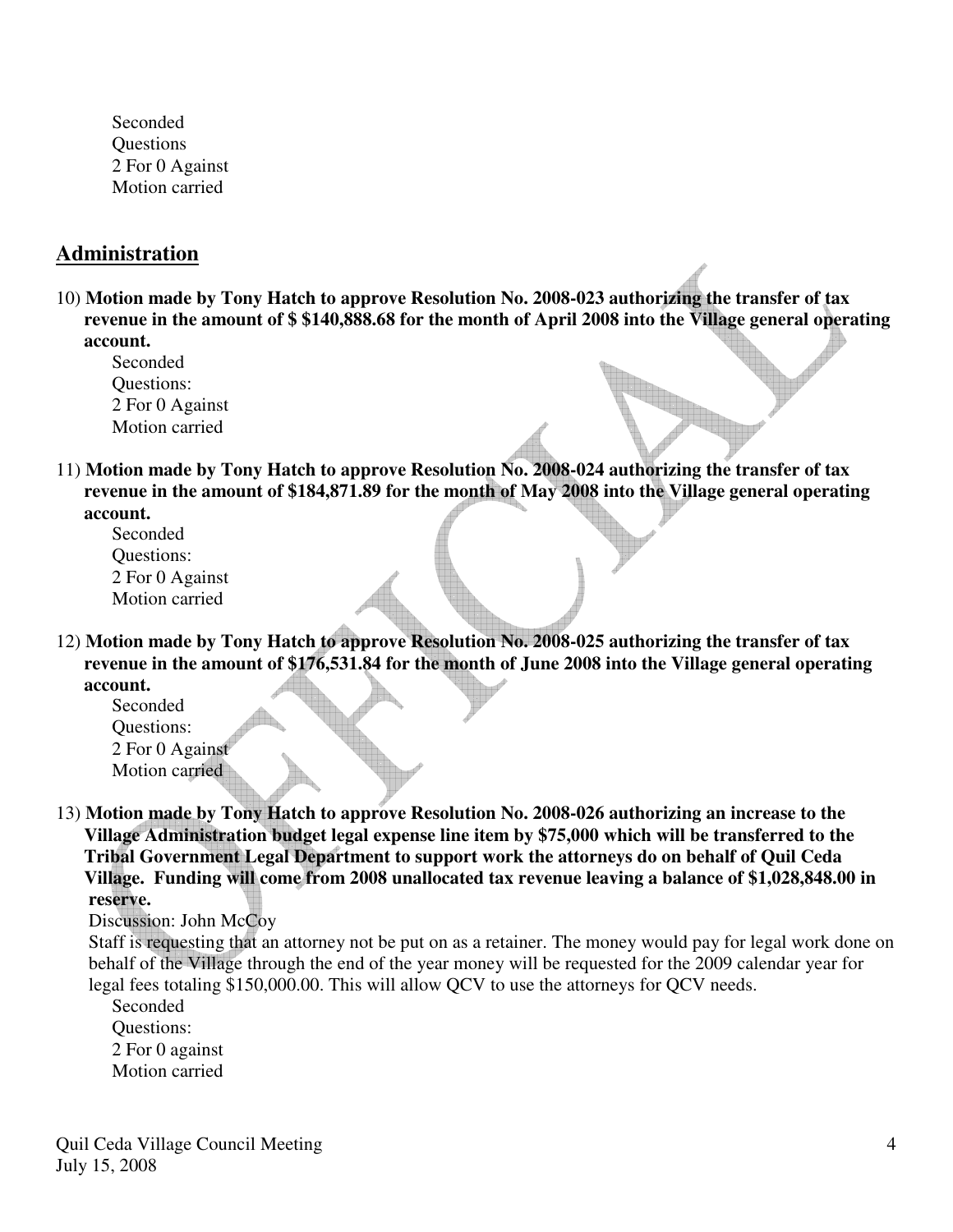Seconded
Questions
2 For 0 Against
Motion carried

## Administration

10) **Motion made by Tony Hatch to approve Resolution No. 2008-023 authorizing the transfer of tax revenue in the amount of $ $140,888.68 for the month of April 2008 into the Village general operating account.**

Seconded
Questions:
2 For 0 Against
Motion carried

11) **Motion made by Tony Hatch to approve Resolution No. 2008-024 authorizing the transfer of tax revenue in the amount of $184,871.89 for the month of May 2008 into the Village general operating account.**

Seconded
Questions:
2 For 0 Against
Motion carried

12) **Motion made by Tony Hatch to approve Resolution No. 2008-025 authorizing the transfer of tax revenue in the amount of $176,531.84 for the month of June 2008 into the Village general operating account.**

Seconded
Questions:
2 For 0 Against
Motion carried

13) **Motion made by Tony Hatch to approve Resolution No. 2008-026 authorizing an increase to the Village Administration budget legal expense line item by $75,000 which will be transferred to the Tribal Government Legal Department to support work the attorneys do on behalf of Quil Ceda Village. Funding will come from 2008 unallocated tax revenue leaving a balance of $1,028,848.00 in reserve.**

Discussion: John McCoy
Staff is requesting that an attorney not be put on as a retainer. The money would pay for legal work done on behalf of the Village through the end of the year money will be requested for the 2009 calendar year for legal fees totaling $150,000.00. This will allow QCV to use the attorneys for QCV needs.

Seconded
Questions:
2 For 0 against
Motion carried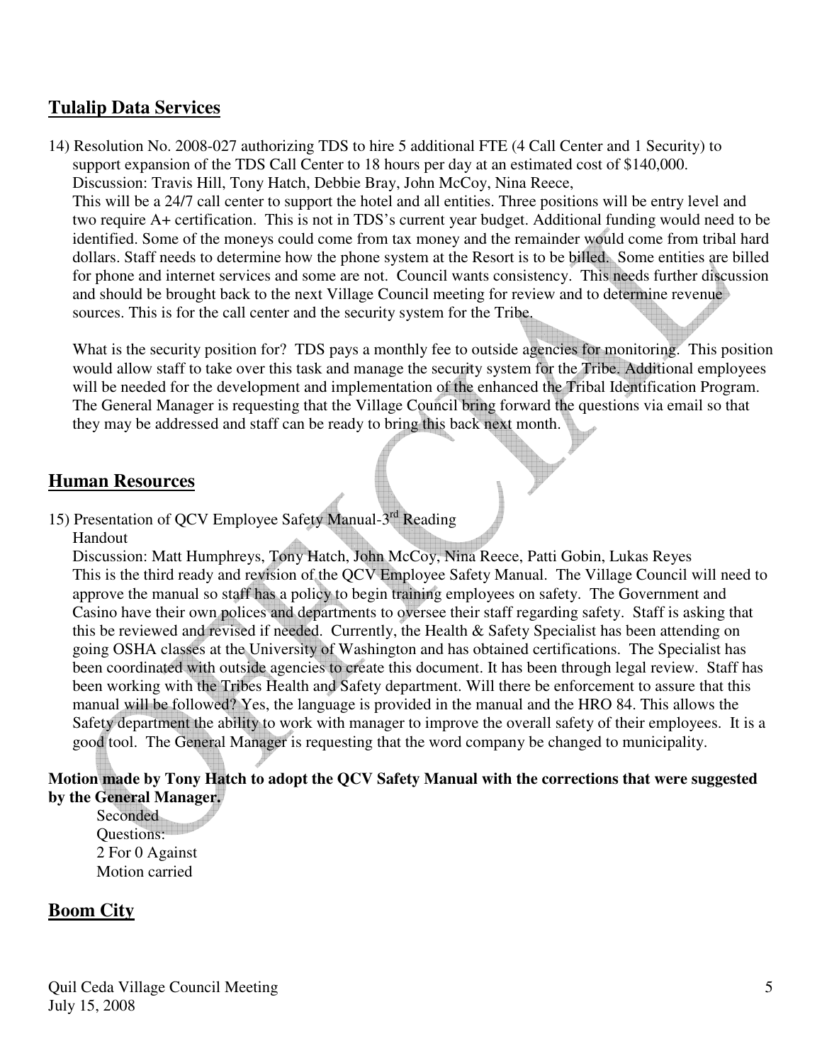## Tulalip Data Services

14) Resolution No. 2008-027 authorizing TDS to hire 5 additional FTE (4 Call Center and 1 Security) to support expansion of the TDS Call Center to 18 hours per day at an estimated cost of $140,000.
    Discussion: Travis Hill, Tony Hatch, Debbie Bray, John McCoy, Nina Reece,
    This will be a 24/7 call center to support the hotel and all entities. Three positions will be entry level and two require A+ certification. This is not in TDS's current year budget. Additional funding would need to be identified. Some of the moneys could come from tax money and the remainder would come from tribal hard dollars. Staff needs to determine how the phone system at the Resort is to be billed. Some entities are billed for phone and internet services and some are not. Council wants consistency. This needs further discussion and should be brought back to the next Village Council meeting for review and to determine revenue sources. This is for the call center and the security system for the Tribe.

    What is the security position for? TDS pays a monthly fee to outside agencies for monitoring. This position would allow staff to take over this task and manage the security system for the Tribe. Additional employees will be needed for the development and implementation of the enhanced the Tribal Identification Program. The General Manager is requesting that the Village Council bring forward the questions via email so that they may be addressed and staff can be ready to bring this back next month.

## Human Resources

15) Presentation of QCV Employee Safety Manual-3rd Reading
    Handout
    Discussion: Matt Humphreys, Tony Hatch, John McCoy, Nina Reece, Patti Gobin, Lukas Reyes
    This is the third ready and revision of the QCV Employee Safety Manual. The Village Council will need to approve the manual so staff has a policy to begin training employees on safety. The Government and Casino have their own polices and departments to oversee their staff regarding safety. Staff is asking that this be reviewed and revised if needed. Currently, the Health & Safety Specialist has been attending on going OSHA classes at the University of Washington and has obtained certifications. The Specialist has been coordinated with outside agencies to create this document. It has been through legal review. Staff has been working with the Tribes Health and Safety department. Will there be enforcement to assure that this manual will be followed? Yes, the language is provided in the manual and the HRO 84. This allows the Safety department the ability to work with manager to improve the overall safety of their employees. It is a good tool. The General Manager is requesting that the word company be changed to municipality.

**Motion made by Tony Hatch to adopt the QCV Safety Manual with the corrections that were suggested by the General Manager.**

Seconded
Questions:
2 For 0 Against
Motion carried

## Boom City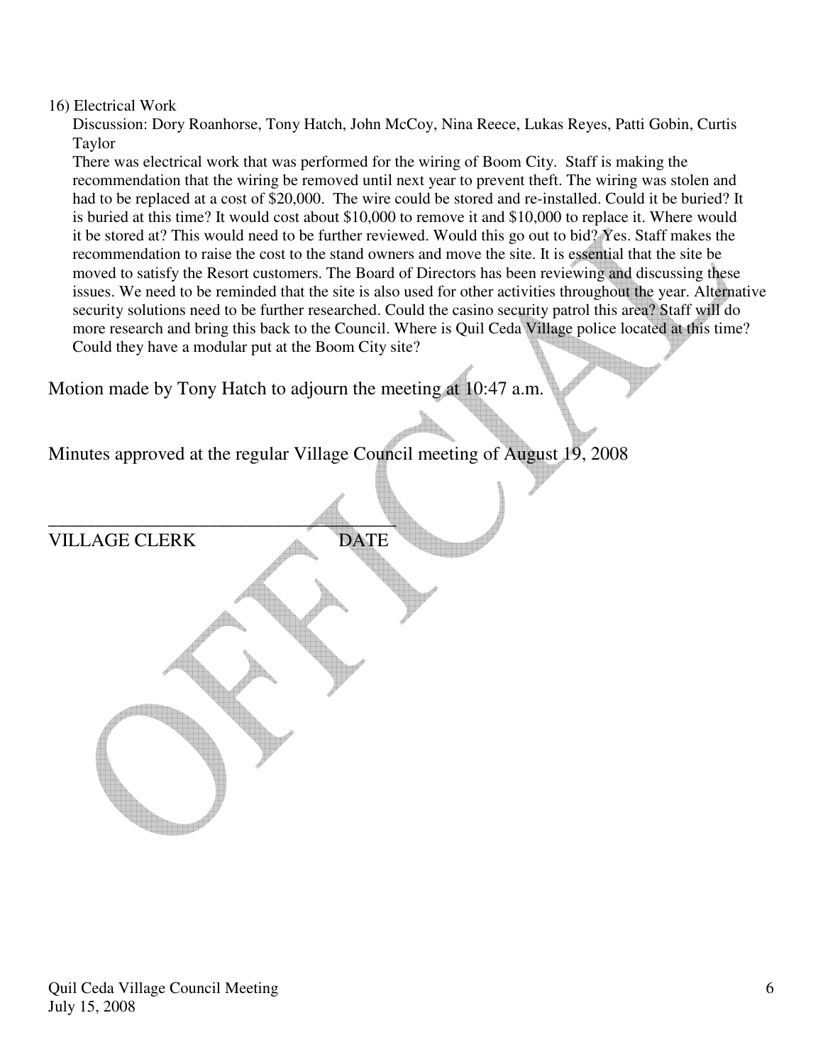16) Electrical Work

Discussion: Dory Roanhorse, Tony Hatch, John McCoy, Nina Reece, Lukas Reyes, Patti Gobin, Curtis Taylor

There was electrical work that was performed for the wiring of Boom City. Staff is making the recommendation that the wiring be removed until next year to prevent theft. The wiring was stolen and had to be replaced at a cost of $20,000. The wire could be stored and re-installed. Could it be buried? It is buried at this time? It would cost about $10,000 to remove it and $10,000 to replace it. Where would it be stored at? This would need to be further reviewed. Would this go out to bid? Yes. Staff makes the recommendation to raise the cost to the stand owners and move the site. It is essential that the site be moved to satisfy the Resort customers. The Board of Directors has been reviewing and discussing these issues. We need to be reminded that the site is also used for other activities throughout the year. Alternative security solutions need to be further researched. Could the casino security patrol this area? Staff will do more research and bring this back to the Council. Where is Quil Ceda Village police located at this time? Could they have a modular put at the Boom City site?

Motion made by Tony Hatch to adjourn the meeting at 10:47 a.m.

Minutes approved at the regular Village Council meeting of August 19, 2008

\_\_\_\_\_\_\_\_\_\_\_\_\_\_\_\_\_\_\_\_\_\_\_\_\_\_\_\_\_\_\_\_\_\_\_\_\_\_

VILLAGE CLERK DATE